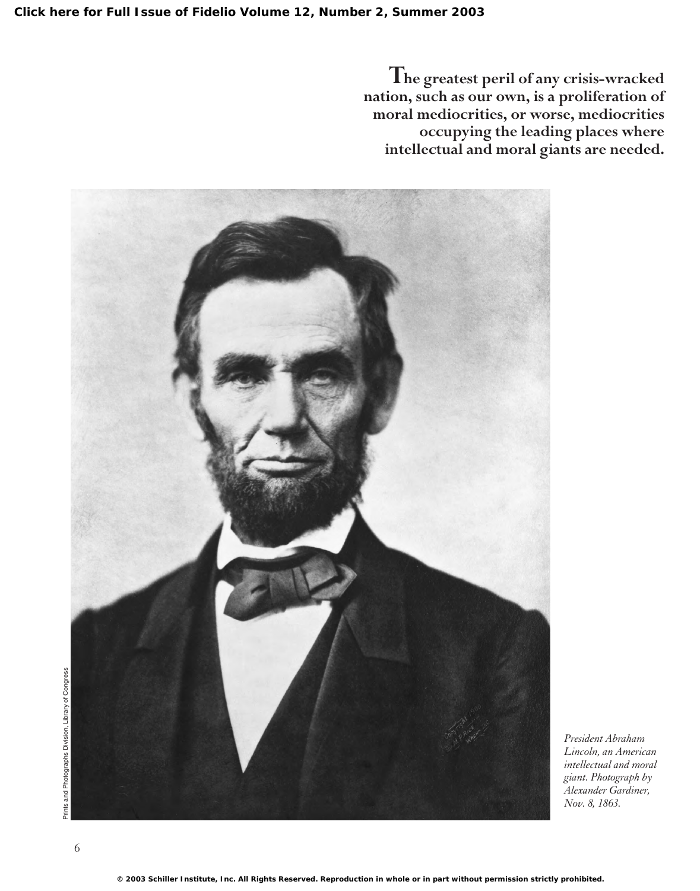**The greatest peril of any crisis-wracked nation, such as our own, is a proliferation of moral mediocrities, or worse, mediocrities occupying the leading places where intellectual and moral giants are needed.**

Prints and Photographs Division, Library of Congress

*President Abraham Lincoln, an American intellectual and moral giant. Photograph by Alexander Gardiner, Nov. 8, 1863.*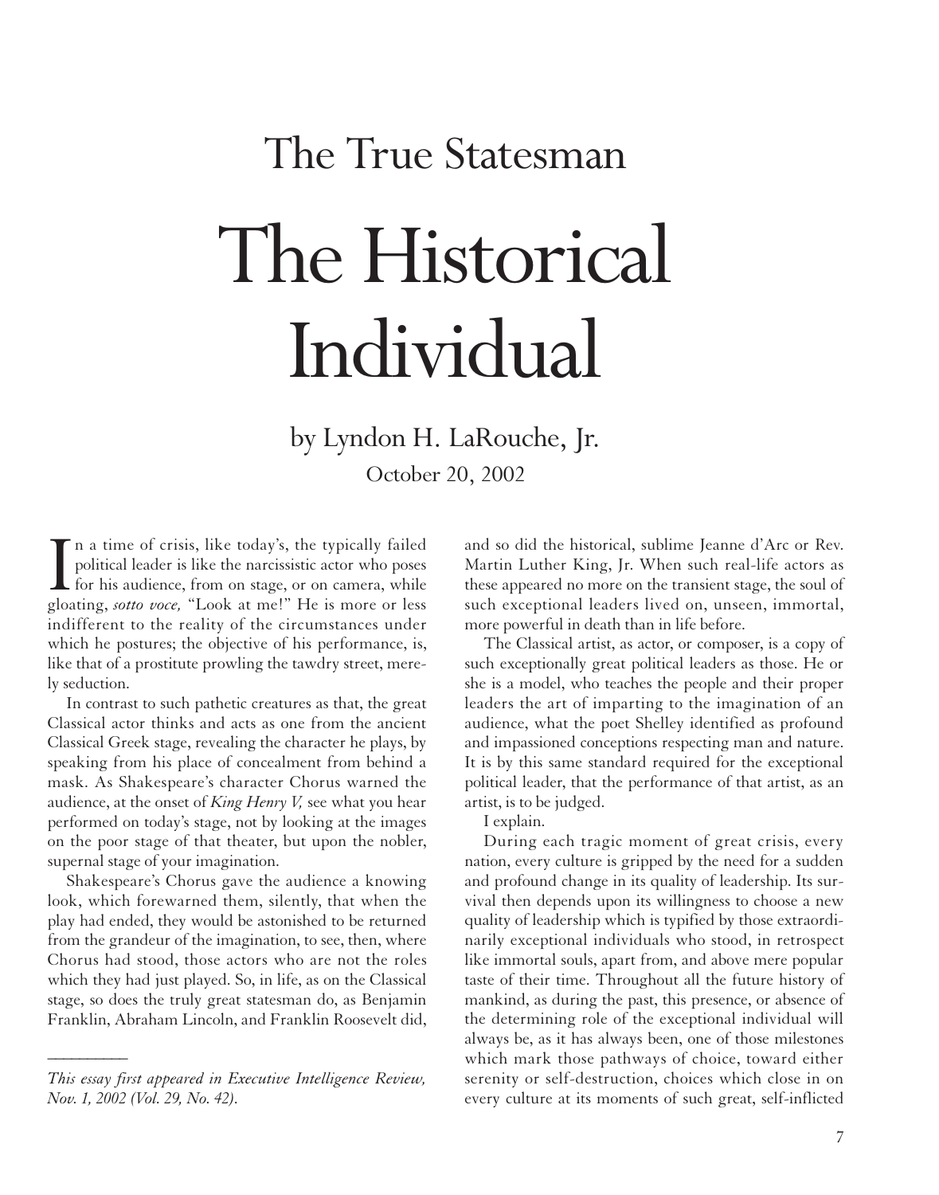## The True Statesman

# The Historical Individual

by Lyndon H. LaRouche, Jr.

October 20, 2002

In a time of crisis, like today's, the typically failed political leader is like the narcissistic actor who poses for his audience, from on stage, or on camera, while gloating, *sotto voce,* "Look at me!" He is more or less indifferent to the reality of the circumstances under which he postures; the objective of his performance, is, like that of a prostitute prowling the tawdry street, merely seduction.

In contrast to such pathetic creatures as that, the great Classical actor thinks and acts as one from the ancient Classical Greek stage, revealing the character he plays, by speaking from his place of concealment from behind a mask. As Shakespeare's character Chorus warned the audience, at the onset of *King Henry V,* see what you hear performed on today's stage, not by looking at the images on the poor stage of that theater, but upon the nobler, supernal stage of your imagination.

Shakespeare's Chorus gave the audience a knowing look, which forewarned them, silently, that when the play had ended, they would be astonished to be returned from the grandeur of the imagination, to see, then, where Chorus had stood, those actors who are not the roles which they had just played. So, in life, as on the Classical stage, so does the truly great statesman do, as Benjamin Franklin, Abraham Lincoln, and Franklin Roosevelt did, and so did the historical, sublime Jeanne d'Arc or Rev. Martin Luther King, Jr. When such real-life actors as these appeared no more on the transient stage, the soul of such exceptional leaders lived on, unseen, immortal, more powerful in death than in life before.

The Classical artist, as actor, or composer, is a copy of such exceptionally great political leaders as those. He or she is a model, who teaches the people and their proper leaders the art of imparting to the imagination of an audience, what the poet Shelley identified as profound and impassioned conceptions respecting man and nature. It is by this same standard required for the exceptional political leader, that the performance of that artist, as an artist, is to be judged.

I explain.

During each tragic moment of great crisis, every nation, every culture is gripped by the need for a sudden and profound change in its quality of leadership. Its survival then depends upon its willingness to choose a new quality of leadership which is typified by those extraordinarily exceptional individuals who stood, in retrospect like immortal souls, apart from, and above mere popular taste of their time. Throughout all the future history of mankind, as during the past, this presence, or absence of the determining role of the exceptional individual will always be, as it has always been, one of those milestones which mark those pathways of choice, toward either serenity or self-destruction, choices which close in on every culture at its moments of such great, self-inflicted

---

*This essay first appeared in Executive Intelligence Review, Nov. 1, 2002 (Vol. 29, No. 42).*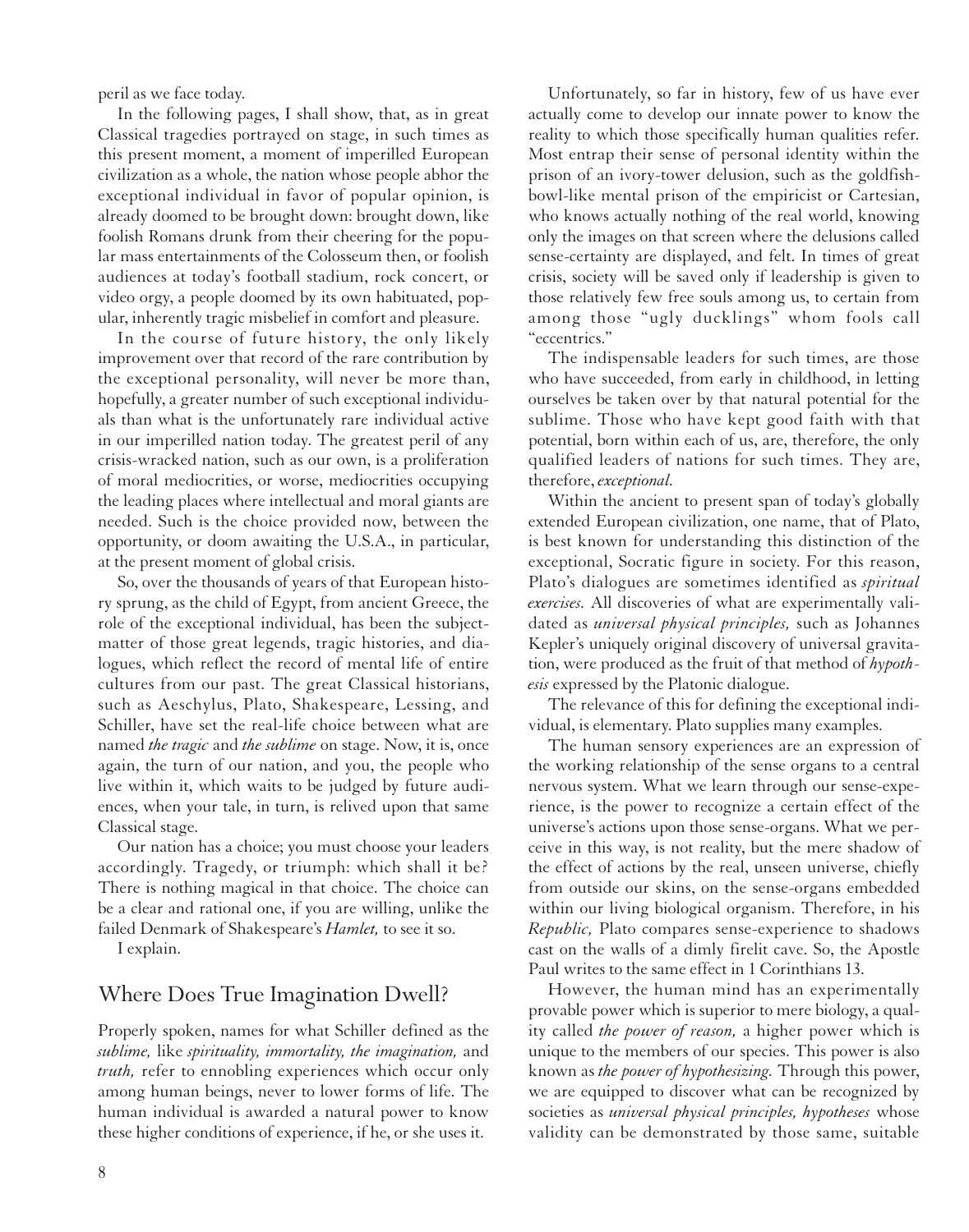peril as we face today.

In the following pages, I shall show, that, as in great Classical tragedies portrayed on stage, in such times as this present moment, a moment of imperilled European civilization as a whole, the nation whose people abhor the exceptional individual in favor of popular opinion, is already doomed to be brought down: brought down, like foolish Romans drunk from their cheering for the popular mass entertainments of the Colosseum then, or foolish audiences at today's football stadium, rock concert, or video orgy, a people doomed by its own habituated, popular, inherently tragic misbelief in comfort and pleasure.

In the course of future history, the only likely improvement over that record of the rare contribution by the exceptional personality, will never be more than, hopefully, a greater number of such exceptional individuals than what is the unfortunately rare individual active in our imperilled nation today. The greatest peril of any crisis-wracked nation, such as our own, is a proliferation of moral mediocrities, or worse, mediocrities occupying the leading places where intellectual and moral giants are needed. Such is the choice provided now, between the opportunity, or doom awaiting the U.S.A., in particular, at the present moment of global crisis.

So, over the thousands of years of that European history sprung, as the child of Egypt, from ancient Greece, the role of the exceptional individual, has been the subject-matter of those great legends, tragic histories, and dialogues, which reflect the record of mental life of entire cultures from our past. The great Classical historians, such as Aeschylus, Plato, Shakespeare, Lessing, and Schiller, have set the real-life choice between what are named *the tragic* and *the sublime* on stage. Now, it is, once again, the turn of our nation, and you, the people who live within it, which waits to be judged by future audiences, when your tale, in turn, is relived upon that same Classical stage.

Our nation has a choice; you must choose your leaders accordingly. Tragedy, or triumph: which shall it be? There is nothing magical in that choice. The choice can be a clear and rational one, if you are willing, unlike the failed Denmark of Shakespeare's *Hamlet,* to see it so.

I explain.

## Where Does True Imagination Dwell?

Properly spoken, names for what Schiller defined as the *sublime,* like *spirituality, immortality, the imagination,* and *truth,* refer to ennobling experiences which occur only among human beings, never to lower forms of life. The human individual is awarded a natural power to know these higher conditions of experience, if he, or she uses it.

Unfortunately, so far in history, few of us have ever actually come to develop our innate power to know the reality to which those specifically human qualities refer. Most entrap their sense of personal identity within the prison of an ivory-tower delusion, such as the goldfish-bowl-like mental prison of the empiricist or Cartesian, who knows actually nothing of the real world, knowing only the images on that screen where the delusions called sense-certainty are displayed, and felt. In times of great crisis, society will be saved only if leadership is given to those relatively few free souls among us, to certain from among those "ugly ducklings" whom fools call "eccentrics."

The indispensable leaders for such times, are those who have succeeded, from early in childhood, in letting ourselves be taken over by that natural potential for the sublime. Those who have kept good faith with that potential, born within each of us, are, therefore, the only qualified leaders of nations for such times. They are, therefore, *exceptional.*

Within the ancient to present span of today's globally extended European civilization, one name, that of Plato, is best known for understanding this distinction of the exceptional, Socratic figure in society. For this reason, Plato's dialogues are sometimes identified as *spiritual exercises.* All discoveries of what are experimentally validated as *universal physical principles,* such as Johannes Kepler's uniquely original discovery of universal gravitation, were produced as the fruit of that method of *hypothesis* expressed by the Platonic dialogue.

The relevance of this for defining the exceptional individual, is elementary. Plato supplies many examples.

The human sensory experiences are an expression of the working relationship of the sense organs to a central nervous system. What we learn through our sense-experience, is the power to recognize a certain effect of the universe's actions upon those sense-organs. What we perceive in this way, is not reality, but the mere shadow of the effect of actions by the real, unseen universe, chiefly from outside our skins, on the sense-organs embedded within our living biological organism. Therefore, in his *Republic,* Plato compares sense-experience to shadows cast on the walls of a dimly firelit cave. So, the Apostle Paul writes to the same effect in 1 Corinthians 13.

However, the human mind has an experimentally provable power which is superior to mere biology, a quality called *the power of reason,* a higher power which is unique to the members of our species. This power is also known as *the power of hypothesizing.* Through this power, we are equipped to discover what can be recognized by societies as *universal physical principles, hypotheses* whose validity can be demonstrated by those same, suitable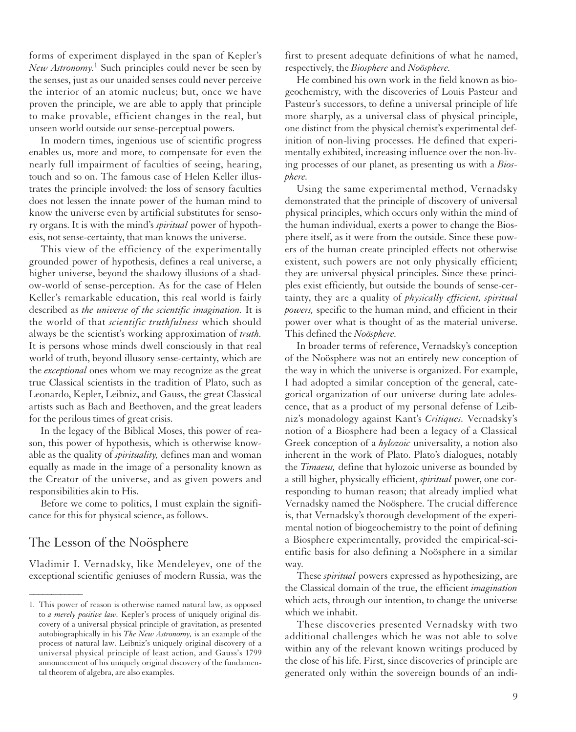forms of experiment displayed in the span of Kepler's *New Astronomy.*[1] Such principles could never be seen by the senses, just as our unaided senses could never perceive the interior of an atomic nucleus; but, once we have proven the principle, we are able to apply that principle to make provable, efficient changes in the real, but unseen world outside our sense-perceptual powers.

In modern times, ingenious use of scientific progress enables us, more and more, to compensate for even the nearly full impairment of faculties of seeing, hearing, touch and so on. The famous case of Helen Keller illustrates the principle involved: the loss of sensory faculties does not lessen the innate power of the human mind to know the universe even by artificial substitutes for sensory organs. It is with the mind's *spiritual* power of hypothesis, not sense-certainty, that man knows the universe.

This view of the efficiency of the experimentally grounded power of hypothesis, defines a real universe, a higher universe, beyond the shadowy illusions of a shadow-world of sense-perception. As for the case of Helen Keller's remarkable education, this real world is fairly described as *the universe of the scientific imagination.* It is the world of that *scientific truthfulness* which should always be the scientist's working approximation of *truth.* It is persons whose minds dwell consciously in that real world of truth, beyond illusory sense-certainty, which are the *exceptional* ones whom we may recognize as the great true Classical scientists in the tradition of Plato, such as Leonardo, Kepler, Leibniz, and Gauss, the great Classical artists such as Bach and Beethoven, and the great leaders for the perilous times of great crisis.

In the legacy of the Biblical Moses, this power of reason, this power of hypothesis, which is otherwise knowable as the quality of *spirituality,* defines man and woman equally as made in the image of a personality known as the Creator of the universe, and as given powers and responsibilities akin to His.

Before we come to politics, I must explain the significance for this for physical science, as follows.

## The Lesson of the Noösphere

Vladimir I. Vernadsky, like Mendeleyev, one of the exceptional scientific geniuses of modern Russia, was the first to present adequate definitions of what he named, respectively, the *Biosphere* and *Noösphere.*

He combined his own work in the field known as biogeochemistry, with the discoveries of Louis Pasteur and Pasteur's successors, to define a universal principle of life more sharply, as a universal class of physical principle, one distinct from the physical chemist's experimental definition of non-living processes. He defined that experimentally exhibited, increasing influence over the non-living processes of our planet, as presenting us with a *Biosphere.*

Using the same experimental method, Vernadsky demonstrated that the principle of discovery of universal physical principles, which occurs only within the mind of the human individual, exerts a power to change the Biosphere itself, as it were from the outside. Since these powers of the human create principled effects not otherwise existent, such powers are not only physically efficient; they are universal physical principles. Since these principles exist efficiently, but outside the bounds of sense-certainty, they are a quality of *physically efficient, spiritual powers,* specific to the human mind, and efficient in their power over what is thought of as the material universe. This defined the *Noösphere.*

In broader terms of reference, Vernadsky's conception of the Noösphere was not an entirely new conception of the way in which the universe is organized. For example, I had adopted a similar conception of the general, categorical organization of our universe during late adolescence, that as a product of my personal defense of Leibniz's monadology against Kant's *Critiques.* Vernadsky's notion of a Biosphere had been a legacy of a Classical Greek conception of a *hylozoic* universality, a notion also inherent in the work of Plato. Plato's dialogues, notably the *Timaeus,* define that hylozoic universe as bounded by a still higher, physically efficient, *spiritual* power, one corresponding to human reason; that already implied what Vernadsky named the Noösphere. The crucial difference is, that Vernadsky's thorough development of the experimental notion of biogeochemistry to the point of defining a Biosphere experimentally, provided the empirical-scientific basis for also defining a Noösphere in a similar way.

These *spiritual* powers expressed as hypothesizing, are the Classical domain of the true, the efficient *imagination* which acts, through our intention, to change the universe which we inhabit.

These discoveries presented Vernadsky with two additional challenges which he was not able to solve within any of the relevant known writings produced by the close of his life. First, since discoveries of principle are generated only within the sovereign bounds of an indi-

---

1. This power of reason is otherwise named natural law, as opposed to *a merely positive law.* Kepler's process of uniquely original discovery of a universal physical principle of gravitation, as presented autobiographically in his *The New Astronomy,* is an example of the process of natural law. Leibniz's uniquely original discovery of a universal physical principle of least action, and Gauss's 1799 announcement of his uniquely original discovery of the fundamental theorem of algebra, are also examples.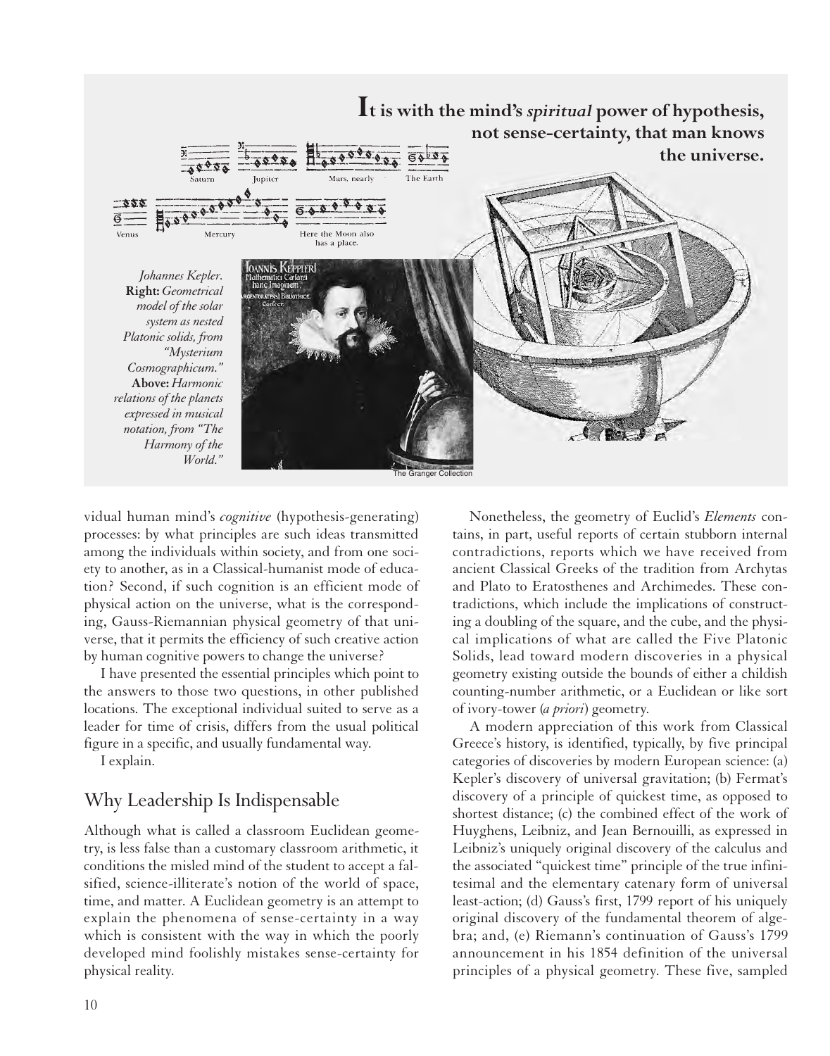**It is with the mind's *spiritual* power of hypothesis, not sense-certainty, that man knows the universe.**

*Johannes Kepler.* **Right:** *Geometrical model of the solar system as nested Platonic solids, from "Mysterium Cosmographicum."* **Above:** *Harmonic relations of the planets expressed in musical notation, from "The Harmony of the World."*

The Granger Collection

vidual human mind's *cognitive* (hypothesis-generating) processes: by what principles are such ideas transmitted among the individuals within society, and from one society to another, as in a Classical-humanist mode of education? Second, if such cognition is an efficient mode of physical action on the universe, what is the corresponding, Gauss-Riemannian physical geometry of that universe, that it permits the efficiency of such creative action by human cognitive powers to change the universe?

I have presented the essential principles which point to the answers to those two questions, in other published locations. The exceptional individual suited to serve as a leader for time of crisis, differs from the usual political figure in a specific, and usually fundamental way.

I explain.

## Why Leadership Is Indispensable

Although what is called a classroom Euclidean geometry, is less false than a customary classroom arithmetic, it conditions the misled mind of the student to accept a falsified, science-illiterate's notion of the world of space, time, and matter. A Euclidean geometry is an attempt to explain the phenomena of sense-certainty in a way which is consistent with the way in which the poorly developed mind foolishly mistakes sense-certainty for physical reality.

Nonetheless, the geometry of Euclid's *Elements* contains, in part, useful reports of certain stubborn internal contradictions, reports which we have received from ancient Classical Greeks of the tradition from Archytas and Plato to Eratosthenes and Archimedes. These contradictions, which include the implications of constructing a doubling of the square, and the cube, and the physical implications of what are called the Five Platonic Solids, lead toward modern discoveries in a physical geometry existing outside the bounds of either a childish counting-number arithmetic, or a Euclidean or like sort of ivory-tower (*a priori*) geometry.

A modern appreciation of this work from Classical Greece's history, is identified, typically, by five principal categories of discoveries by modern European science: (a) Kepler's discovery of universal gravitation; (b) Fermat's discovery of a principle of quickest time, as opposed to shortest distance; (c) the combined effect of the work of Huyghens, Leibniz, and Jean Bernouilli, as expressed in Leibniz's uniquely original discovery of the calculus and the associated "quickest time" principle of the true infinitesimal and the elementary catenary form of universal least-action; (d) Gauss's first, 1799 report of his uniquely original discovery of the fundamental theorem of algebra; and, (e) Riemann's continuation of Gauss's 1799 announcement in his 1854 definition of the universal principles of a physical geometry. These five, sampled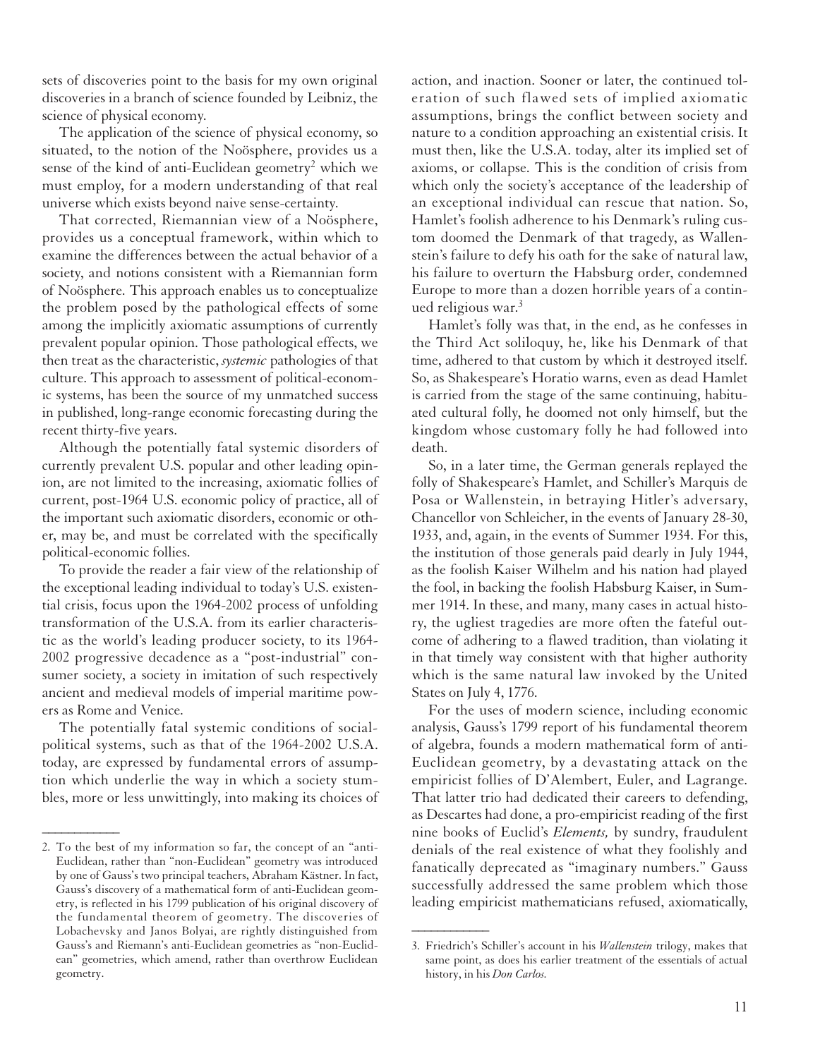sets of discoveries point to the basis for my own original discoveries in a branch of science founded by Leibniz, the science of physical economy.

The application of the science of physical economy, so situated, to the notion of the Noösphere, provides us a sense of the kind of anti-Euclidean geometry[2] which we must employ, for a modern understanding of that real universe which exists beyond naive sense-certainty.

That corrected, Riemannian view of a Noösphere, provides us a conceptual framework, within which to examine the differences between the actual behavior of a society, and notions consistent with a Riemannian form of Noösphere. This approach enables us to conceptualize the problem posed by the pathological effects of some among the implicitly axiomatic assumptions of currently prevalent popular opinion. Those pathological effects, we then treat as the characteristic, *systemic* pathologies of that culture. This approach to assessment of political-economic systems, has been the source of my unmatched success in published, long-range economic forecasting during the recent thirty-five years.

Although the potentially fatal systemic disorders of currently prevalent U.S. popular and other leading opinion, are not limited to the increasing, axiomatic follies of current, post-1964 U.S. economic policy of practice, all of the important such axiomatic disorders, economic or other, may be, and must be correlated with the specifically political-economic follies.

To provide the reader a fair view of the relationship of the exceptional leading individual to today's U.S. existential crisis, focus upon the 1964-2002 process of unfolding transformation of the U.S.A. from its earlier characteristic as the world's leading producer society, to its 1964-2002 progressive decadence as a "post-industrial" consumer society, a society in imitation of such respectively ancient and medieval models of imperial maritime powers as Rome and Venice.

The potentially fatal systemic conditions of social-political systems, such as that of the 1964-2002 U.S.A. today, are expressed by fundamental errors of assumption which underlie the way in which a society stumbles, more or less unwittingly, into making its choices of action, and inaction. Sooner or later, the continued toleration of such flawed sets of implied axiomatic assumptions, brings the conflict between society and nature to a condition approaching an existential crisis. It must then, like the U.S.A. today, alter its implied set of axioms, or collapse. This is the condition of crisis from which only the society's acceptance of the leadership of an exceptional individual can rescue that nation. So, Hamlet's foolish adherence to his Denmark's ruling custom doomed the Denmark of that tragedy, as Wallenstein's failure to defy his oath for the sake of natural law, his failure to overturn the Habsburg order, condemned Europe to more than a dozen horrible years of a continued religious war.[3]

Hamlet's folly was that, in the end, as he confesses in the Third Act soliloquy, he, like his Denmark of that time, adhered to that custom by which it destroyed itself. So, as Shakespeare's Horatio warns, even as dead Hamlet is carried from the stage of the same continuing, habituated cultural folly, he doomed not only himself, but the kingdom whose customary folly he had followed into death.

So, in a later time, the German generals replayed the folly of Shakespeare's Hamlet, and Schiller's Marquis de Posa or Wallenstein, in betraying Hitler's adversary, Chancellor von Schleicher, in the events of January 28-30, 1933, and, again, in the events of Summer 1934. For this, the institution of those generals paid dearly in July 1944, as the foolish Kaiser Wilhelm and his nation had played the fool, in backing the foolish Habsburg Kaiser, in Summer 1914. In these, and many, many cases in actual history, the ugliest tragedies are more often the fateful outcome of adhering to a flawed tradition, than violating it in that timely way consistent with that higher authority which is the same natural law invoked by the United States on July 4, 1776.

For the uses of modern science, including economic analysis, Gauss's 1799 report of his fundamental theorem of algebra, founds a modern mathematical form of anti-Euclidean geometry, by a devastating attack on the empiricist follies of D'Alembert, Euler, and Lagrange. That latter trio had dedicated their careers to defending, as Descartes had done, a pro-empiricist reading of the first nine books of Euclid's *Elements,* by sundry, fraudulent denials of the real existence of what they foolishly and fanatically deprecated as "imaginary numbers." Gauss successfully addressed the same problem which those leading empiricist mathematicians refused, axiomatically,

---

2. To the best of my information so far, the concept of an "anti-Euclidean, rather than "non-Euclidean" geometry was introduced by one of Gauss's two principal teachers, Abraham Kästner. In fact, Gauss's discovery of a mathematical form of anti-Euclidean geometry, is reflected in his 1799 publication of his original discovery of the fundamental theorem of geometry. The discoveries of Lobachevsky and Janos Bolyai, are rightly distinguished from Gauss's and Riemann's anti-Euclidean geometries as "non-Euclidean" geometries, which amend, rather than overthrow Euclidean geometry.

3. Friedrich's Schiller's account in his *Wallenstein* trilogy, makes that same point, as does his earlier treatment of the essentials of actual history, in his *Don Carlos.*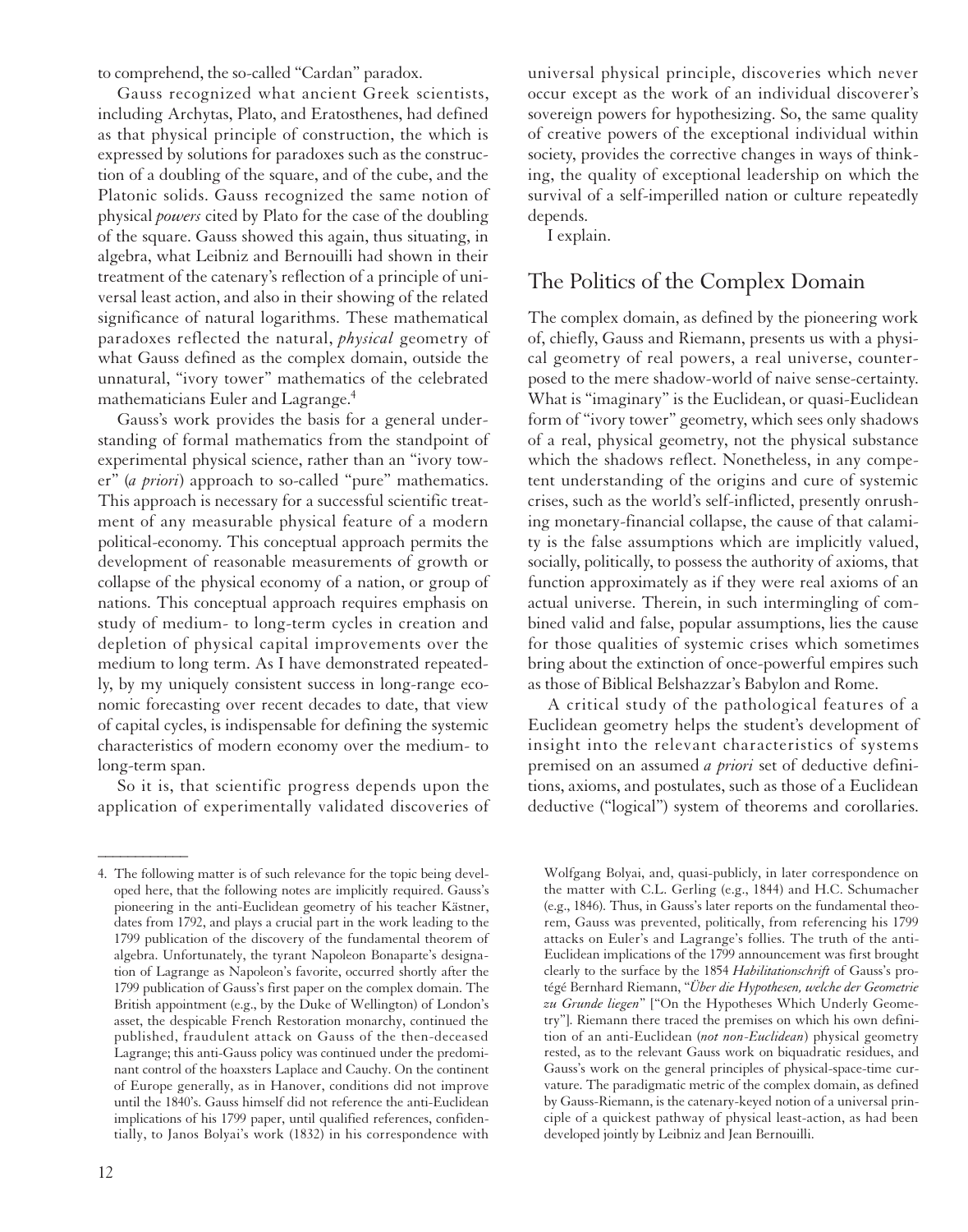to comprehend, the so-called "Cardan" paradox.

Gauss recognized what ancient Greek scientists, including Archytas, Plato, and Eratosthenes, had defined as that physical principle of construction, the which is expressed by solutions for paradoxes such as the construction of a doubling of the square, and of the cube, and the Platonic solids. Gauss recognized the same notion of physical *powers* cited by Plato for the case of the doubling of the square. Gauss showed this again, thus situating, in algebra, what Leibniz and Bernouilli had shown in their treatment of the catenary's reflection of a principle of universal least action, and also in their showing of the related significance of natural logarithms. These mathematical paradoxes reflected the natural, *physical* geometry of what Gauss defined as the complex domain, outside the unnatural, "ivory tower" mathematics of the celebrated mathematicians Euler and Lagrange.[4]

Gauss's work provides the basis for a general understanding of formal mathematics from the standpoint of experimental physical science, rather than an "ivory tower" (*a priori*) approach to so-called "pure" mathematics. This approach is necessary for a successful scientific treatment of any measurable physical feature of a modern political-economy. This conceptual approach permits the development of reasonable measurements of growth or collapse of the physical economy of a nation, or group of nations. This conceptual approach requires emphasis on study of medium- to long-term cycles in creation and depletion of physical capital improvements over the medium to long term. As I have demonstrated repeatedly, by my uniquely consistent success in long-range economic forecasting over recent decades to date, that view of capital cycles, is indispensable for defining the systemic characteristics of modern economy over the medium- to long-term span.

So it is, that scientific progress depends upon the application of experimentally validated discoveries of universal physical principle, discoveries which never occur except as the work of an individual discoverer's sovereign powers for hypothesizing. So, the same quality of creative powers of the exceptional individual within society, provides the corrective changes in ways of thinking, the quality of exceptional leadership on which the survival of a self-imperilled nation or culture repeatedly depends.

I explain.

## The Politics of the Complex Domain

The complex domain, as defined by the pioneering work of, chiefly, Gauss and Riemann, presents us with a physical geometry of real powers, a real universe, counterposed to the mere shadow-world of naive sense-certainty. What is "imaginary" is the Euclidean, or quasi-Euclidean form of "ivory tower" geometry, which sees only shadows of a real, physical geometry, not the physical substance which the shadows reflect. Nonetheless, in any competent understanding of the origins and cure of systemic crises, such as the world's self-inflicted, presently onrushing monetary-financial collapse, the cause of that calamity is the false assumptions which are implicitly valued, socially, politically, to possess the authority of axioms, that function approximately as if they were real axioms of an actual universe. Therein, in such intermingling of combined valid and false, popular assumptions, lies the cause for those qualities of systemic crises which sometimes bring about the extinction of once-powerful empires such as those of Biblical Belshazzar's Babylon and Rome.

A critical study of the pathological features of a Euclidean geometry helps the student's development of insight into the relevant characteristics of systems premised on an assumed *a priori* set of deductive definitions, axioms, and postulates, such as those of a Euclidean deductive ("logical") system of theorems and corollaries.

---

4. The following matter is of such relevance for the topic being developed here, that the following notes are implicitly required. Gauss's pioneering in the anti-Euclidean geometry of his teacher Kästner, dates from 1792, and plays a crucial part in the work leading to the 1799 publication of the discovery of the fundamental theorem of algebra. Unfortunately, the tyrant Napoleon Bonaparte's designation of Lagrange as Napoleon's favorite, occurred shortly after the 1799 publication of Gauss's first paper on the complex domain. The British appointment (e.g., by the Duke of Wellington) of London's asset, the despicable French Restoration monarchy, continued the published, fraudulent attack on Gauss of the then-deceased Lagrange; this anti-Gauss policy was continued under the predominant control of the hoaxsters Laplace and Cauchy. On the continent of Europe generally, as in Hanover, conditions did not improve until the 1840's. Gauss himself did not reference the anti-Euclidean implications of his 1799 paper, until qualified references, confidentially, to Janos Bolyai's work (1832) in his correspondence with Wolfgang Bolyai, and, quasi-publicly, in later correspondence on the matter with C.L. Gerling (e.g., 1844) and H.C. Schumacher (e.g., 1846). Thus, in Gauss's later reports on the fundamental theorem, Gauss was prevented, politically, from referencing his 1799 attacks on Euler's and Lagrange's follies. The truth of the anti-Euclidean implications of the 1799 announcement was first brought clearly to the surface by the 1854 *Habilitationschrift* of Gauss's protégé Bernhard Riemann, "*Über die Hypothesen, welche der Geometrie zu Grunde liegen*" ["On the Hypotheses Which Underly Geometry"]. Riemann there traced the premises on which his own definition of an anti-Euclidean (*not non-Euclidean*) physical geometry rested, as to the relevant Gauss work on biquadratic residues, and Gauss's work on the general principles of physical-space-time curvature. The paradigmatic metric of the complex domain, as defined by Gauss-Riemann, is the catenary-keyed notion of a universal principle of a quickest pathway of physical least-action, as had been developed jointly by Leibniz and Jean Bernouilli.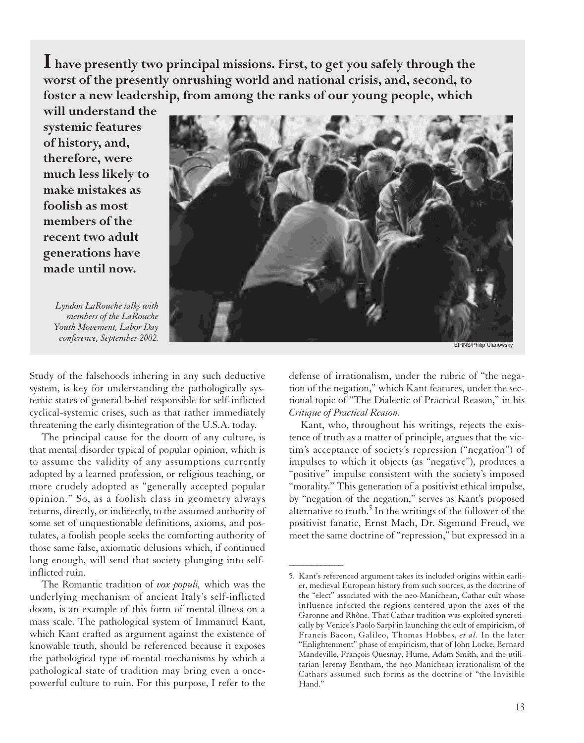**I have presently two principal missions. First, to get you safely through the worst of the presently onrushing world and national crisis, and, second, to foster a new leadership, from among the ranks of our young people, which will understand the systemic features of history, and, therefore, were much less likely to make mistakes as foolish as most members of the recent two adult generations have made until now.**

*Lyndon LaRouche talks with members of the LaRouche Youth Movement, Labor Day conference, September 2002.*

EIRNS/Philip Ulanowsky

Study of the falsehoods inhering in any such deductive system, is key for understanding the pathologically systemic states of general belief responsible for self-inflicted cyclical-systemic crises, such as that rather immediately threatening the early disintegration of the U.S.A. today.

The principal cause for the doom of any culture, is that mental disorder typical of popular opinion, which is to assume the validity of any assumptions currently adopted by a learned profession, or religious teaching, or more crudely adopted as "generally accepted popular opinion." So, as a foolish class in geometry always returns, directly, or indirectly, to the assumed authority of some set of unquestionable definitions, axioms, and postulates, a foolish people seeks the comforting authority of those same false, axiomatic delusions which, if continued long enough, will send that society plunging into self-inflicted ruin.

The Romantic tradition of *vox populi,* which was the underlying mechanism of ancient Italy's self-inflicted doom, is an example of this form of mental illness on a mass scale. The pathological system of Immanuel Kant, which Kant crafted as argument against the existence of knowable truth, should be referenced because it exposes the pathological type of mental mechanisms by which a pathological state of tradition may bring even a once-powerful culture to ruin. For this purpose, I refer to the defense of irrationalism, under the rubric of "the negation of the negation," which Kant features, under the sectional topic of "The Dialectic of Practical Reason," in his *Critique of Practical Reason.*

Kant, who, throughout his writings, rejects the existence of truth as a matter of principle, argues that the victim's acceptance of society's repression ("negation") of impulses to which it objects (as "negative"), produces a "positive" impulse consistent with the society's imposed "morality." This generation of a positivist ethical impulse, by "negation of the negation," serves as Kant's proposed alternative to truth.[5] In the writings of the follower of the positivist fanatic, Ernst Mach, Dr. Sigmund Freud, we meet the same doctrine of "repression," but expressed in a

---

5. Kant's referenced argument takes its included origins within earlier, medieval European history from such sources, as the doctrine of the "elect" associated with the neo-Manichean, Cathar cult whose influence infected the regions centered upon the axes of the Garonne and Rhône. That Cathar tradition was exploited syncretically by Venice's Paolo Sarpi in launching the cult of empiricism, of Francis Bacon, Galileo, Thomas Hobbes, *et al.* In the later "Enlightenment" phase of empiricism, that of John Locke, Bernard Mandeville, François Quesnay, Hume, Adam Smith, and the utilitarian Jeremy Bentham, the neo-Manichean irrationalism of the Cathars assumed such forms as the doctrine of "the Invisible Hand."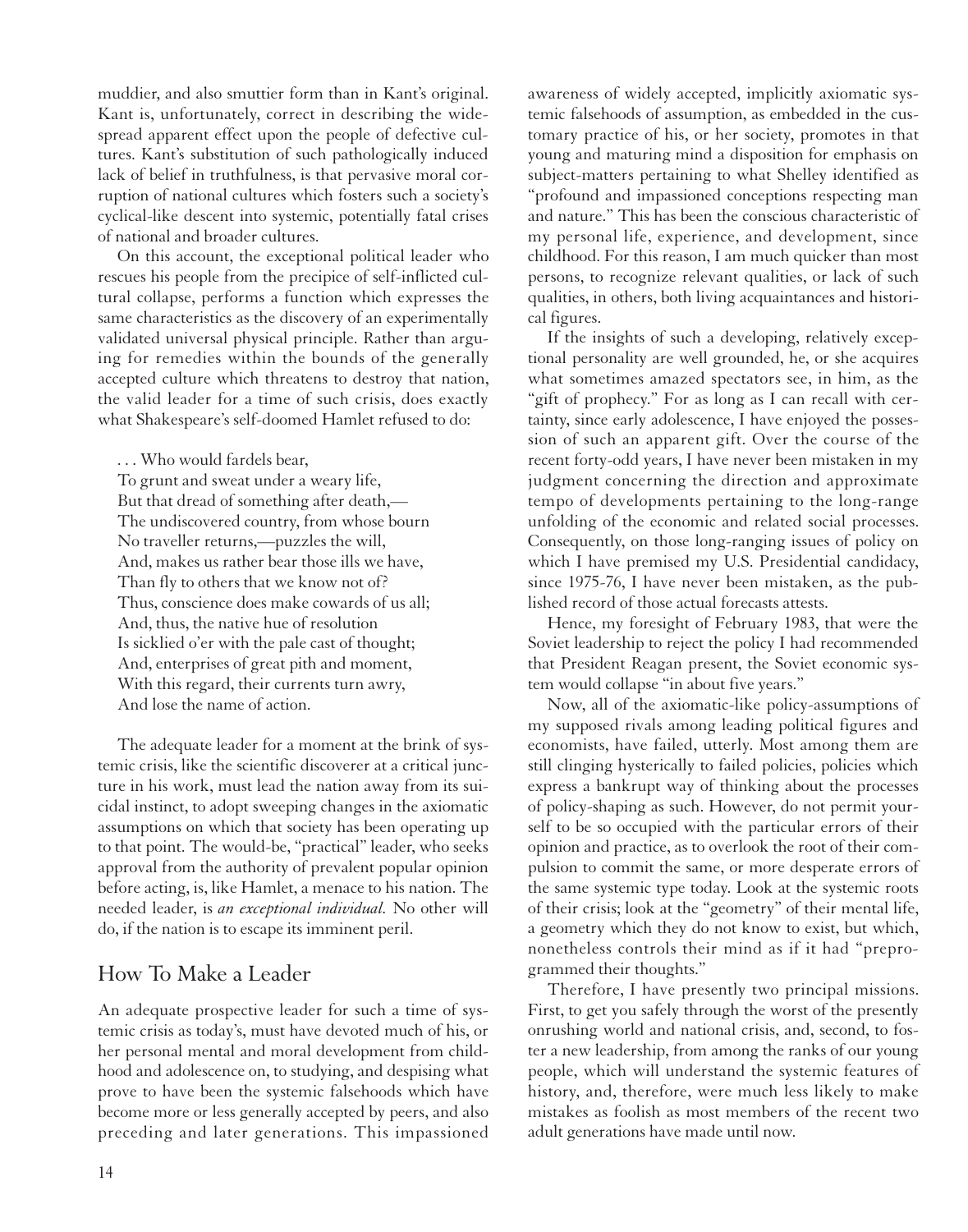muddier, and also smuttier form than in Kant's original. Kant is, unfortunately, correct in describing the widespread apparent effect upon the people of defective cultures. Kant's substitution of such pathologically induced lack of belief in truthfulness, is that pervasive moral corruption of national cultures which fosters such a society's cyclical-like descent into systemic, potentially fatal crises of national and broader cultures.

On this account, the exceptional political leader who rescues his people from the precipice of self-inflicted cultural collapse, performs a function which expresses the same characteristics as the discovery of an experimentally validated universal physical principle. Rather than arguing for remedies within the bounds of the generally accepted culture which threatens to destroy that nation, the valid leader for a time of such crisis, does exactly what Shakespeare's self-doomed Hamlet refused to do:

> . . . Who would fardels bear,
> To grunt and sweat under a weary life,
> But that dread of something after death,—
> The undiscovered country, from whose bourn
> No traveller returns,—puzzles the will,
> And, makes us rather bear those ills we have,
> Than fly to others that we know not of?
> Thus, conscience does make cowards of us all;
> And, thus, the native hue of resolution
> Is sicklied o'er with the pale cast of thought;
> And, enterprises of great pith and moment,
> With this regard, their currents turn awry,
> And lose the name of action.

The adequate leader for a moment at the brink of systemic crisis, like the scientific discoverer at a critical juncture in his work, must lead the nation away from its suicidal instinct, to adopt sweeping changes in the axiomatic assumptions on which that society has been operating up to that point. The would-be, "practical" leader, who seeks approval from the authority of prevalent popular opinion before acting, is, like Hamlet, a menace to his nation. The needed leader, is *an exceptional individual.* No other will do, if the nation is to escape its imminent peril.

## How To Make a Leader

An adequate prospective leader for such a time of systemic crisis as today's, must have devoted much of his, or her personal mental and moral development from childhood and adolescence on, to studying, and despising what prove to have been the systemic falsehoods which have become more or less generally accepted by peers, and also preceding and later generations. This impassioned awareness of widely accepted, implicitly axiomatic systemic falsehoods of assumption, as embedded in the customary practice of his, or her society, promotes in that young and maturing mind a disposition for emphasis on subject-matters pertaining to what Shelley identified as "profound and impassioned conceptions respecting man and nature." This has been the conscious characteristic of my personal life, experience, and development, since childhood. For this reason, I am much quicker than most persons, to recognize relevant qualities, or lack of such qualities, in others, both living acquaintances and historical figures.

If the insights of such a developing, relatively exceptional personality are well grounded, he, or she acquires what sometimes amazed spectators see, in him, as the "gift of prophecy." For as long as I can recall with certainty, since early adolescence, I have enjoyed the possession of such an apparent gift. Over the course of the recent forty-odd years, I have never been mistaken in my judgment concerning the direction and approximate tempo of developments pertaining to the long-range unfolding of the economic and related social processes. Consequently, on those long-ranging issues of policy on which I have premised my U.S. Presidential candidacy, since 1975-76, I have never been mistaken, as the published record of those actual forecasts attests.

Hence, my foresight of February 1983, that were the Soviet leadership to reject the policy I had recommended that President Reagan present, the Soviet economic system would collapse "in about five years."

Now, all of the axiomatic-like policy-assumptions of my supposed rivals among leading political figures and economists, have failed, utterly. Most among them are still clinging hysterically to failed policies, policies which express a bankrupt way of thinking about the processes of policy-shaping as such. However, do not permit yourself to be so occupied with the particular errors of their opinion and practice, as to overlook the root of their compulsion to commit the same, or more desperate errors of the same systemic type today. Look at the systemic roots of their crisis; look at the "geometry" of their mental life, a geometry which they do not know to exist, but which, nonetheless controls their mind as if it had "preprogrammed their thoughts."

Therefore, I have presently two principal missions. First, to get you safely through the worst of the presently onrushing world and national crisis, and, second, to foster a new leadership, from among the ranks of our young people, which will understand the systemic features of history, and, therefore, were much less likely to make mistakes as foolish as most members of the recent two adult generations have made until now.